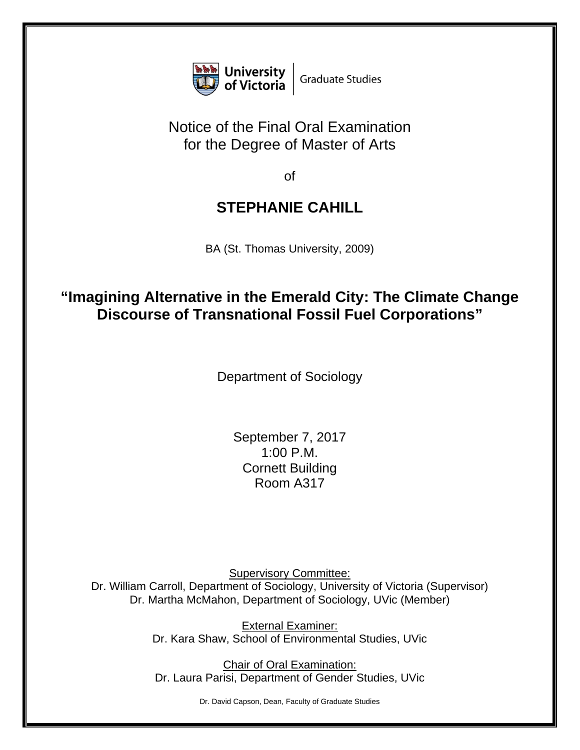University of Victoria | Graduate Studies

# Notice of the Final Oral Examination for the Degree of Master of Arts

of

## STEPHANIE CAHILL

BA (St. Thomas University, 2009)

## "Imagining Alternative in the Emerald City: The Climate Change Discourse of Transnational Fossil Fuel Corporations"

Department of Sociology

September 7, 2017
1:00 P.M.
Cornett Building
Room A317

Supervisory Committee:
Dr. William Carroll, Department of Sociology, University of Victoria (Supervisor)
Dr. Martha McMahon, Department of Sociology, UVic (Member)

External Examiner:
Dr. Kara Shaw, School of Environmental Studies, UVic

Chair of Oral Examination:
Dr. Laura Parisi, Department of Gender Studies, UVic

Dr. David Capson, Dean, Faculty of Graduate Studies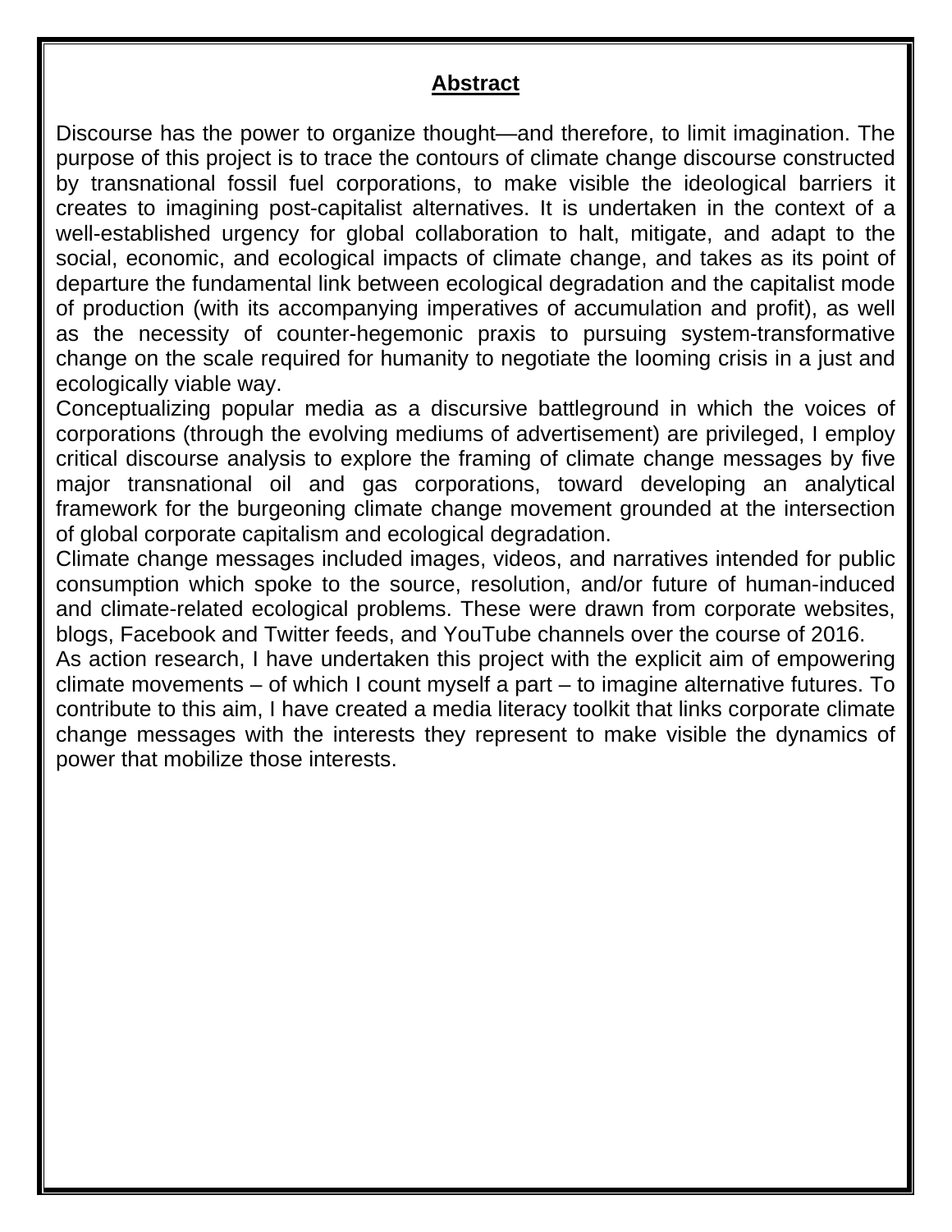## Abstract

Discourse has the power to organize thought—and therefore, to limit imagination. The purpose of this project is to trace the contours of climate change discourse constructed by transnational fossil fuel corporations, to make visible the ideological barriers it creates to imagining post-capitalist alternatives. It is undertaken in the context of a well-established urgency for global collaboration to halt, mitigate, and adapt to the social, economic, and ecological impacts of climate change, and takes as its point of departure the fundamental link between ecological degradation and the capitalist mode of production (with its accompanying imperatives of accumulation and profit), as well as the necessity of counter-hegemonic praxis to pursuing system-transformative change on the scale required for humanity to negotiate the looming crisis in a just and ecologically viable way.

Conceptualizing popular media as a discursive battleground in which the voices of corporations (through the evolving mediums of advertisement) are privileged, I employ critical discourse analysis to explore the framing of climate change messages by five major transnational oil and gas corporations, toward developing an analytical framework for the burgeoning climate change movement grounded at the intersection of global corporate capitalism and ecological degradation.

Climate change messages included images, videos, and narratives intended for public consumption which spoke to the source, resolution, and/or future of human-induced and climate-related ecological problems. These were drawn from corporate websites, blogs, Facebook and Twitter feeds, and YouTube channels over the course of 2016.

As action research, I have undertaken this project with the explicit aim of empowering climate movements – of which I count myself a part – to imagine alternative futures. To contribute to this aim, I have created a media literacy toolkit that links corporate climate change messages with the interests they represent to make visible the dynamics of power that mobilize those interests.